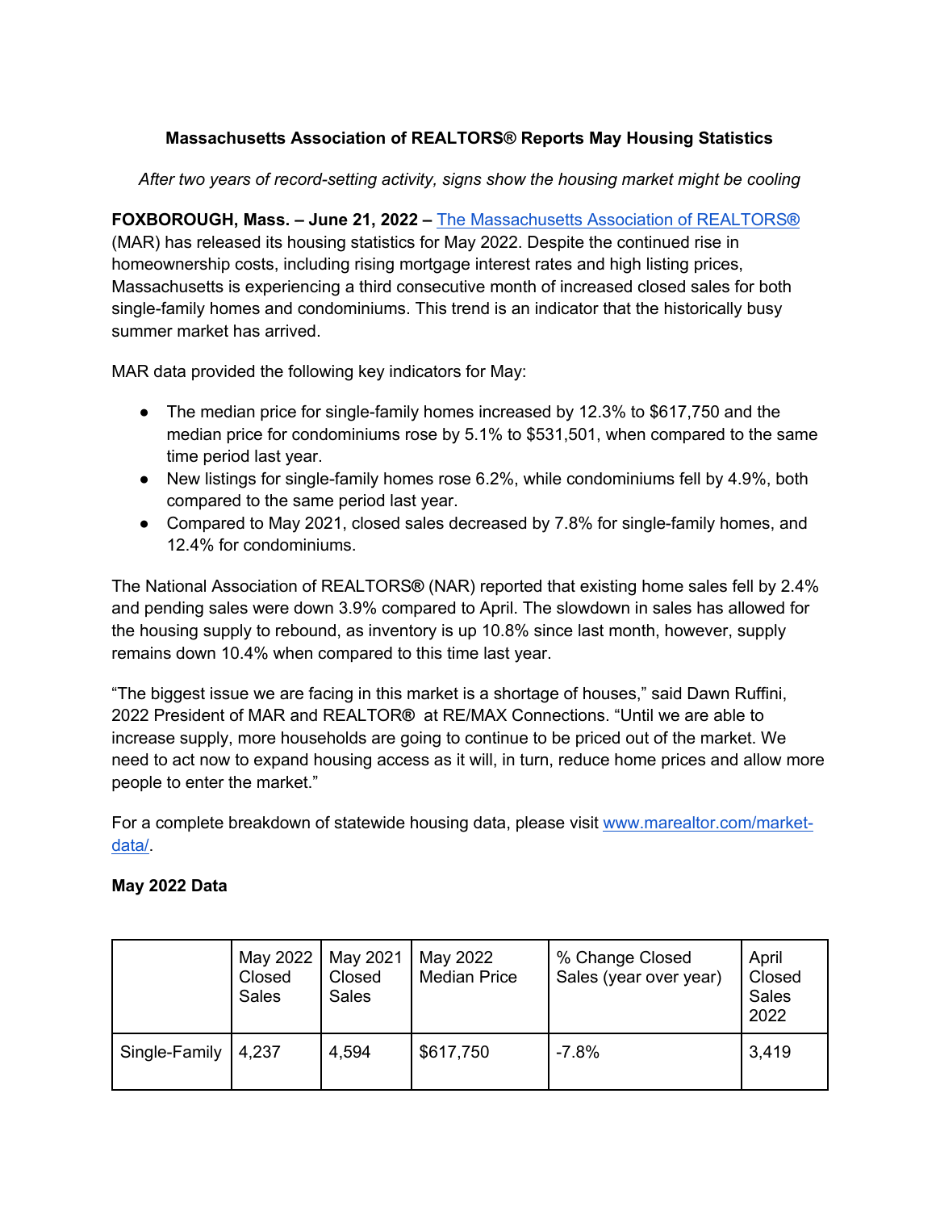# Massachusetts Association of REALTORS® Reports May Housing Statistics

*After two years of record-setting activity, signs show the housing market might be cooling*

**FOXBOROUGH, Mass. – June 21, 2022 –** [The Massachusetts Association of REALTORS®](https://www.marealtor.com/) (MAR) has released its housing statistics for May 2022. Despite the continued rise in homeownership costs, including rising mortgage interest rates and high listing prices, Massachusetts is experiencing a third consecutive month of increased closed sales for both single-family homes and condominiums. This trend is an indicator that the historically busy summer market has arrived.

MAR data provided the following key indicators for May:

- The median price for single-family homes increased by 12.3% to $617,750 and the median price for condominiums rose by 5.1% to $531,501, when compared to the same time period last year.
- New listings for single-family homes rose 6.2%, while condominiums fell by 4.9%, both compared to the same period last year.
- Compared to May 2021, closed sales decreased by 7.8% for single-family homes, and 12.4% for condominiums.

The National Association of REALTORS® (NAR) reported that existing home sales fell by 2.4% and pending sales were down 3.9% compared to April. The slowdown in sales has allowed for the housing supply to rebound, as inventory is up 10.8% since last month, however, supply remains down 10.4% when compared to this time last year.

"The biggest issue we are facing in this market is a shortage of houses," said Dawn Ruffini, 2022 President of MAR and REALTOR® at RE/MAX Connections. "Until we are able to increase supply, more households are going to continue to be priced out of the market. We need to act now to expand housing access as it will, in turn, reduce home prices and allow more people to enter the market."

For a complete breakdown of statewide housing data, please visit [www.marealtor.com/market-data/](https://www.marealtor.com/market-data/).

**May 2022 Data**

| | May 2022 Closed Sales | May 2021 Closed Sales | May 2022 Median Price | % Change Closed Sales (year over year) | April Closed Sales 2022 |
|---|---|---|---|---|---|
| Single-Family | 4,237 | 4,594 | $617,750 | -7.8% | 3,419 |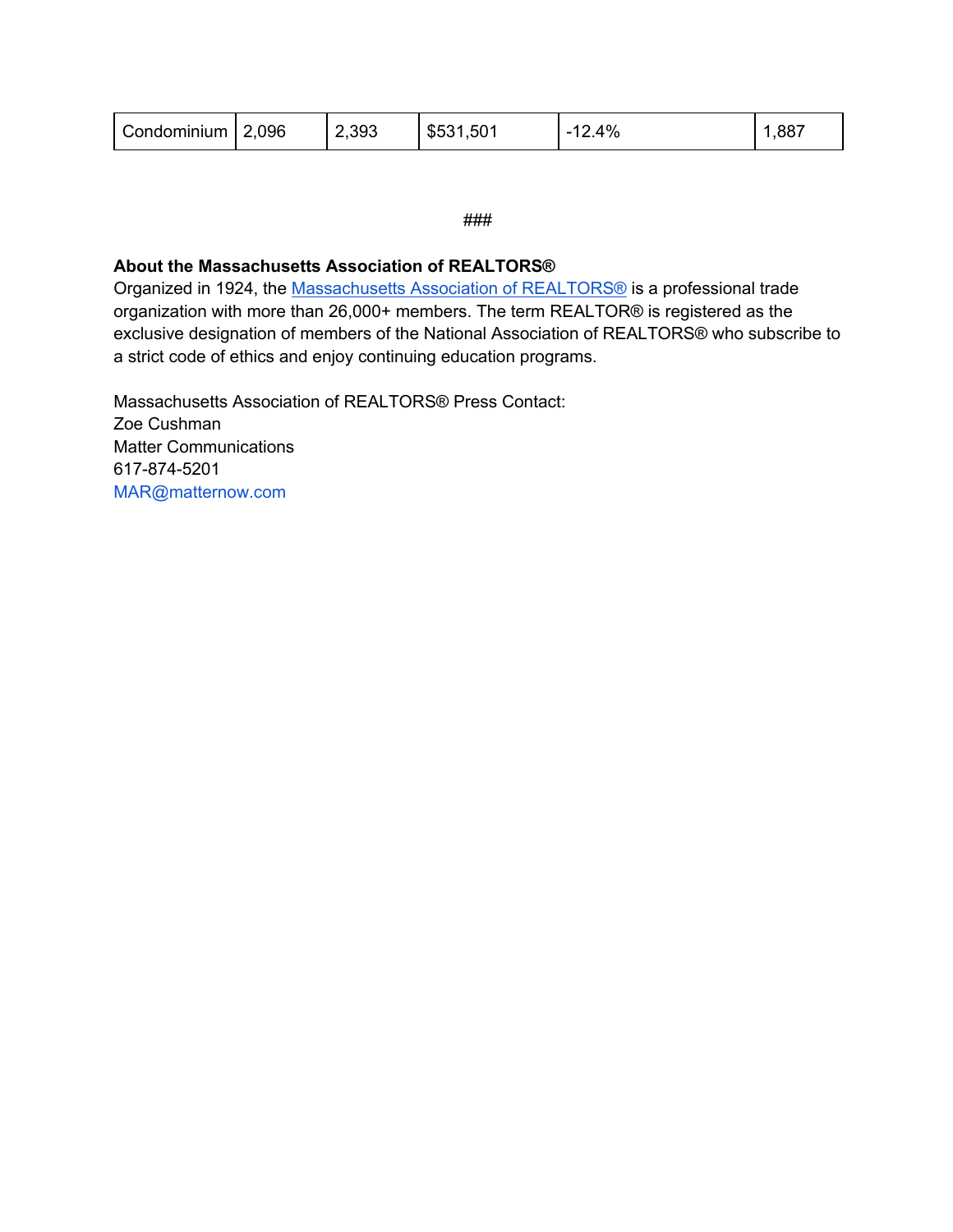| | | | | | |
|---|---|---|---|---|---|
| Condominium | 2,096 | 2,393 | $531,501 | -12.4% | 1,887 |

###

**About the Massachusetts Association of REALTORS®**

Organized in 1924, the Massachusetts Association of REALTORS® is a professional trade organization with more than 26,000+ members. The term REALTOR® is registered as the exclusive designation of members of the National Association of REALTORS® who subscribe to a strict code of ethics and enjoy continuing education programs.

Massachusetts Association of REALTORS® Press Contact:
Zoe Cushman
Matter Communications
617-874-5201
MAR@matternow.com